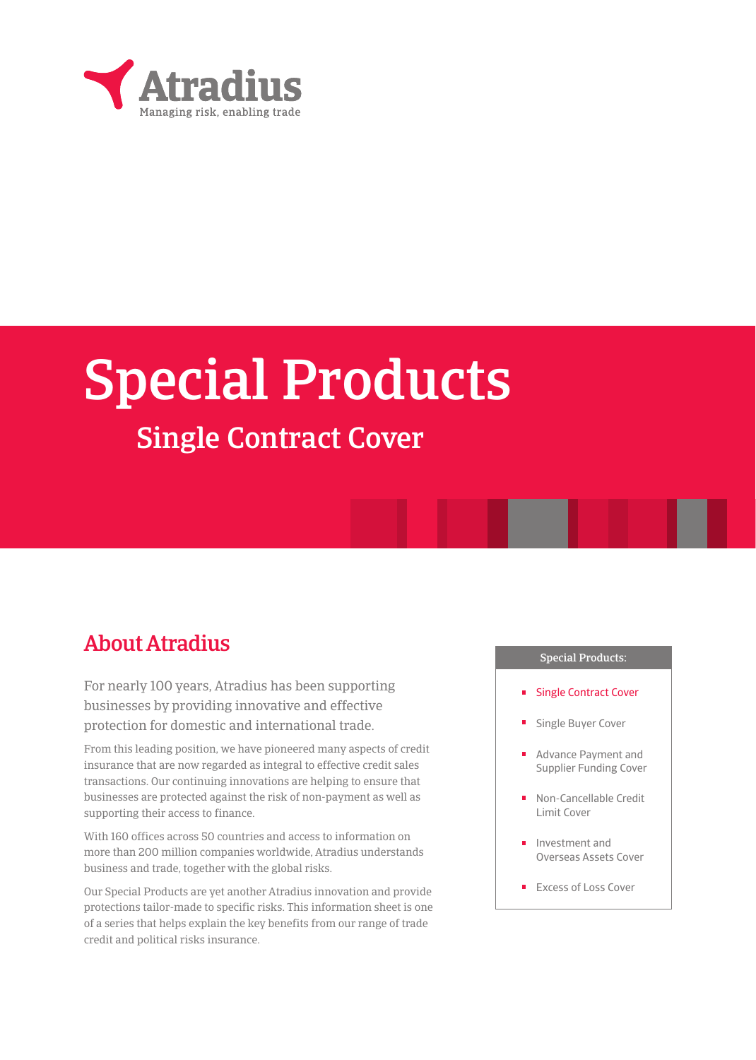Atradius

Managing risk, enabling trade

# Special Products

## Single Contract Cover

## About Atradius

For nearly 100 years, Atradius has been supporting businesses by providing innovative and effective protection for domestic and international trade.

From this leading position, we have pioneered many aspects of credit insurance that are now regarded as integral to effective credit sales transactions. Our continuing innovations are helping to ensure that businesses are protected against the risk of non-payment as well as supporting their access to finance.

With 160 offices across 50 countries and access to information on more than 200 million companies worldwide, Atradius understands business and trade, together with the global risks.

Our Special Products are yet another Atradius innovation and provide protections tailor-made to specific risks. This information sheet is one of a series that helps explain the key benefits from our range of trade credit and political risks insurance.

**Special Products:**

- Single Contract Cover
- Single Buyer Cover
- Advance Payment and Supplier Funding Cover
- Non-Cancellable Credit Limit Cover
- Investment and Overseas Assets Cover
- Excess of Loss Cover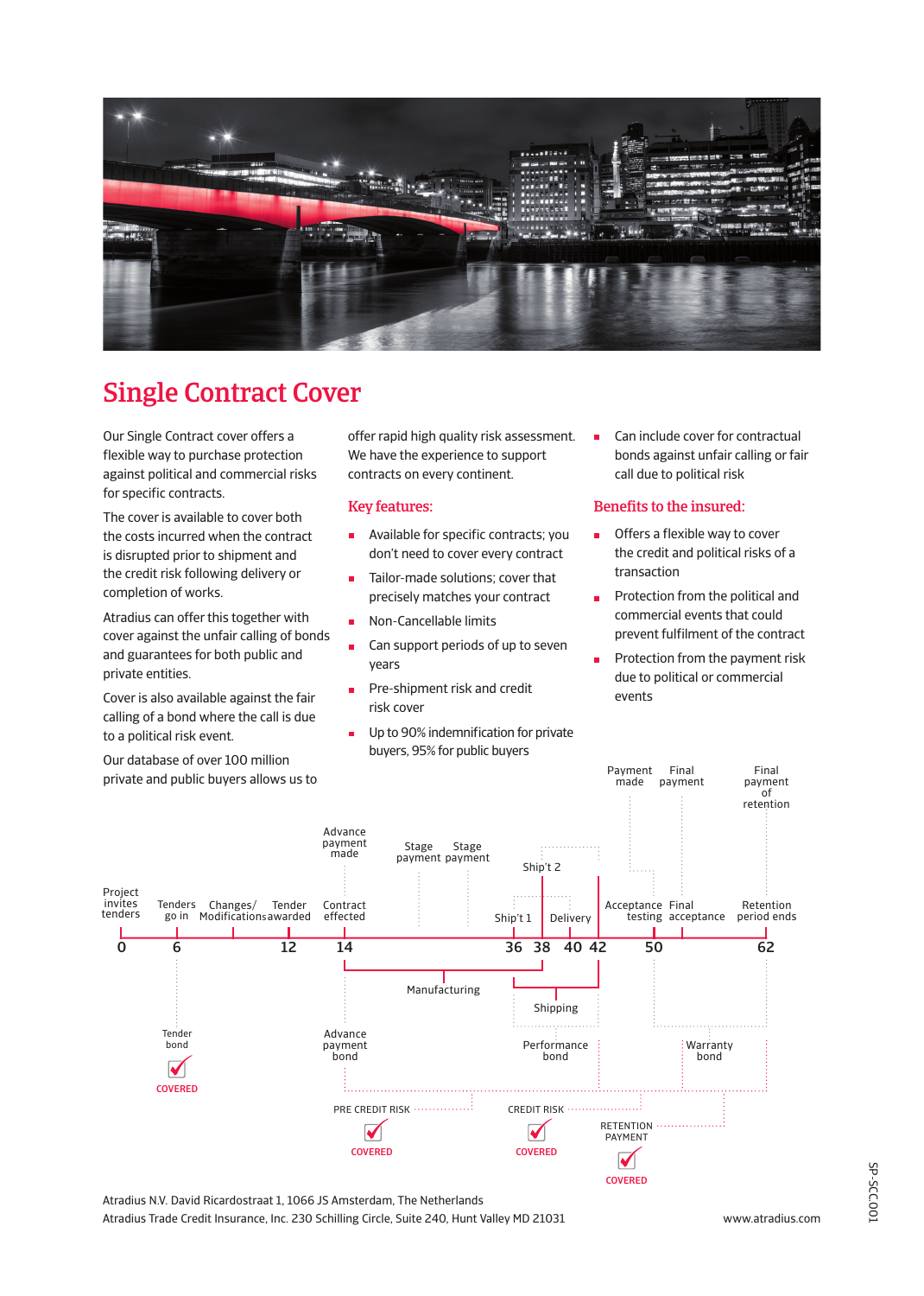# Single Contract Cover

Our Single Contract cover offers a flexible way to purchase protection against political and commercial risks for specific contracts.

The cover is available to cover both the costs incurred when the contract is disrupted prior to shipment and the credit risk following delivery or completion of works.

Atradius can offer this together with cover against the unfair calling of bonds and guarantees for both public and private entities.

Cover is also available against the fair calling of a bond where the call is due to a political risk event.

Our database of over 100 million private and public buyers allows us to offer rapid high quality risk assessment. We have the experience to support contracts on every continent.

## Key features:

- Available for specific contracts; you don't need to cover every contract
- Tailor-made solutions; cover that precisely matches your contract
- Non-Cancellable limits
- Can support periods of up to seven years
- Pre-shipment risk and credit risk cover
- Up to 90% indemnification for private buyers, 95% for public buyers
- Can include cover for contractual bonds against unfair calling or fair call due to political risk

## Benefits to the insured:

- Offers a flexible way to cover the credit and political risks of a transaction
- Protection from the political and commercial events that could prevent fulfilment of the contract
- Protection from the payment risk due to political or commercial events

Project invites tenders
Tenders go in
Changes/ Modifications
Tender awarded
Advance payment made
Contract effected
Stage payment
Stage payment
Ship't 1
Ship't 2
Delivery
Payment made
Acceptance testing
Final payment
Final acceptance
Final payment of retention
Retention period ends

0 6 12 14 36 38 40 42 50 62

Manufacturing
Shipping
Tender bond
COVERED
Advance payment bond
Performance bond
Warranty bond
PRE CREDIT RISK
COVERED
CREDIT RISK
COVERED
RETENTION PAYMENT
COVERED

Atradius N.V. David Ricardostraat 1, 1066 JS Amsterdam, The Netherlands
Atradius Trade Credit Insurance, Inc. 230 Schilling Circle, Suite 240, Hunt Valley MD 21031

www.atradius.com

SP-SCC.001